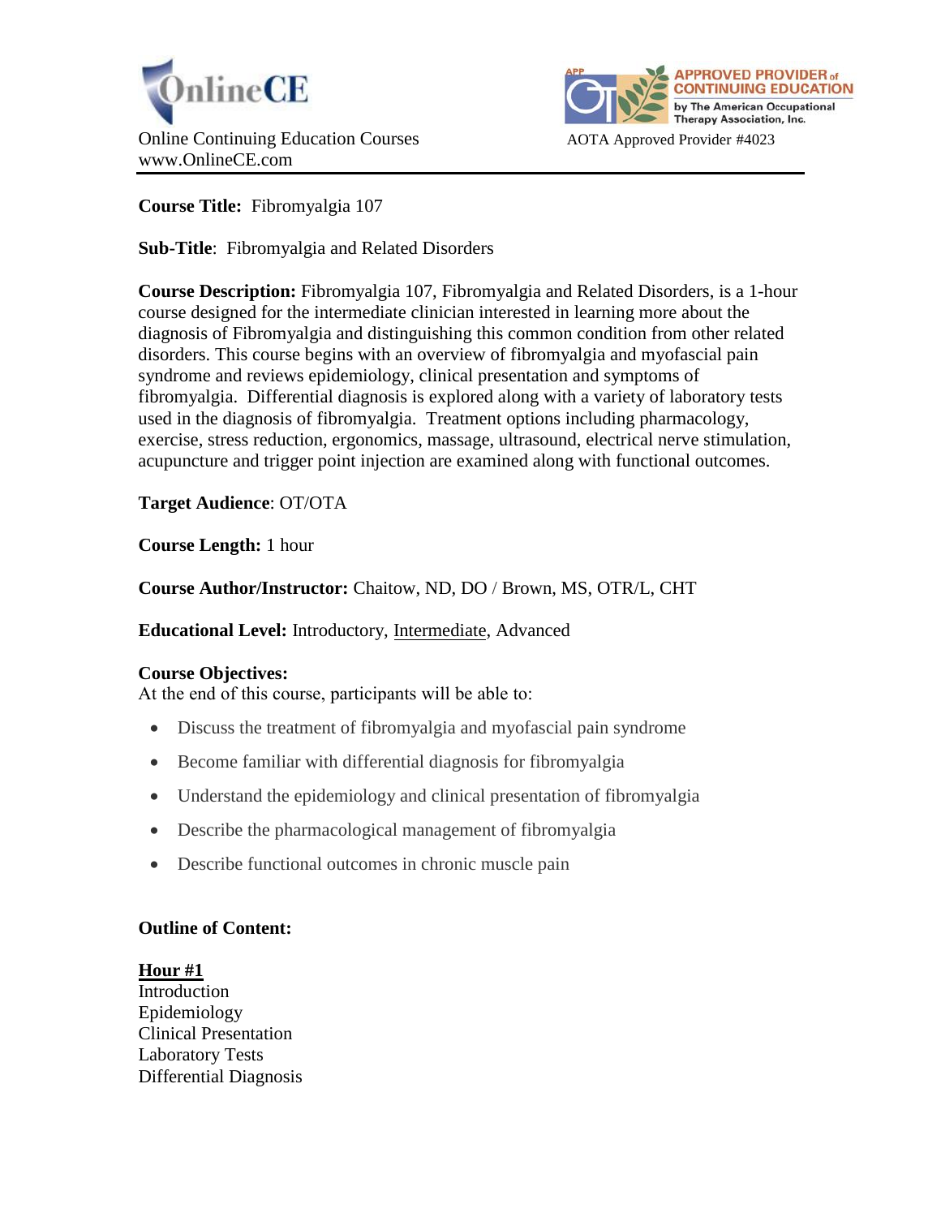OnlineCE

Online Continuing Education Courses
www.OnlineCE.com

APPROVED PROVIDER of CONTINUING EDUCATION by The American Occupational Therapy Association, Inc.

AOTA Approved Provider #4023

**Course Title:** Fibromyalgia 107

**Sub-Title**: Fibromyalgia and Related Disorders

**Course Description:** Fibromyalgia 107, Fibromyalgia and Related Disorders, is a 1-hour course designed for the intermediate clinician interested in learning more about the diagnosis of Fibromyalgia and distinguishing this common condition from other related disorders. This course begins with an overview of fibromyalgia and myofascial pain syndrome and reviews epidemiology, clinical presentation and symptoms of fibromyalgia. Differential diagnosis is explored along with a variety of laboratory tests used in the diagnosis of fibromyalgia. Treatment options including pharmacology, exercise, stress reduction, ergonomics, massage, ultrasound, electrical nerve stimulation, acupuncture and trigger point injection are examined along with functional outcomes.

**Target Audience**: OT/OTA

**Course Length:** 1 hour

**Course Author/Instructor:** Chaitow, ND, DO / Brown, MS, OTR/L, CHT

**Educational Level:** Introductory, Intermediate, Advanced

**Course Objectives:**
At the end of this course, participants will be able to:

- Discuss the treatment of fibromyalgia and myofascial pain syndrome
- Become familiar with differential diagnosis for fibromyalgia
- Understand the epidemiology and clinical presentation of fibromyalgia
- Describe the pharmacological management of fibromyalgia
- Describe functional outcomes in chronic muscle pain

**Outline of Content:**

**Hour #1**
Introduction
Epidemiology
Clinical Presentation
Laboratory Tests
Differential Diagnosis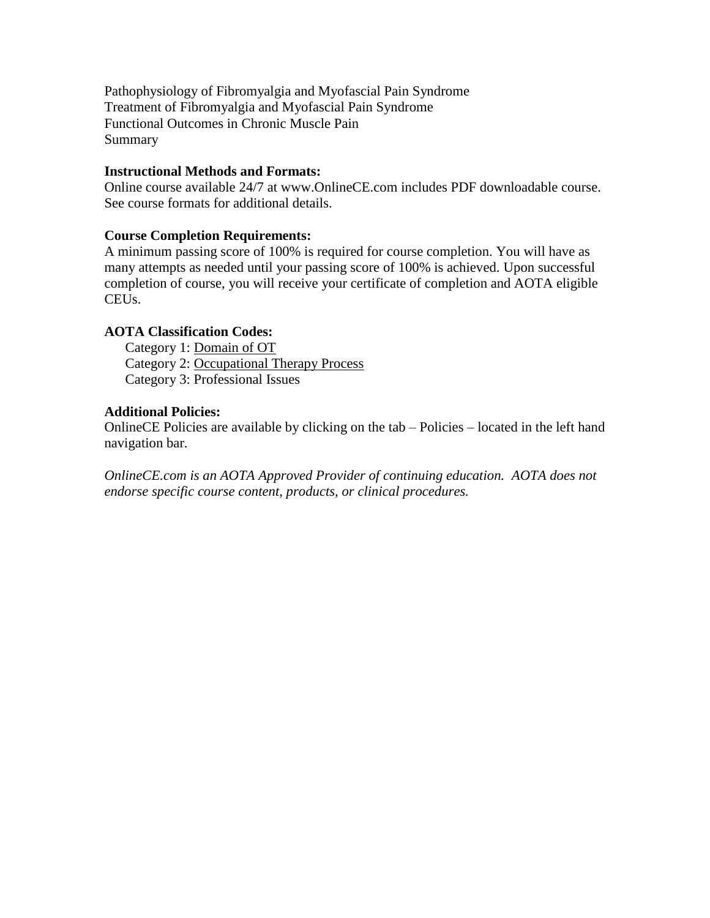Pathophysiology of Fibromyalgia and Myofascial Pain Syndrome
Treatment of Fibromyalgia and Myofascial Pain Syndrome
Functional Outcomes in Chronic Muscle Pain
Summary

**Instructional Methods and Formats:**
Online course available 24/7 at www.OnlineCE.com includes PDF downloadable course. See course formats for additional details.

**Course Completion Requirements:**
A minimum passing score of 100% is required for course completion. You will have as many attempts as needed until your passing score of 100% is achieved. Upon successful completion of course, you will receive your certificate of completion and AOTA eligible CEUs.

**AOTA Classification Codes:**

Category 1: Domain of OT
Category 2: Occupational Therapy Process
Category 3: Professional Issues

**Additional Policies:**
OnlineCE Policies are available by clicking on the tab – Policies – located in the left hand navigation bar.

*OnlineCE.com is an AOTA Approved Provider of continuing education. AOTA does not endorse specific course content, products, or clinical procedures.*